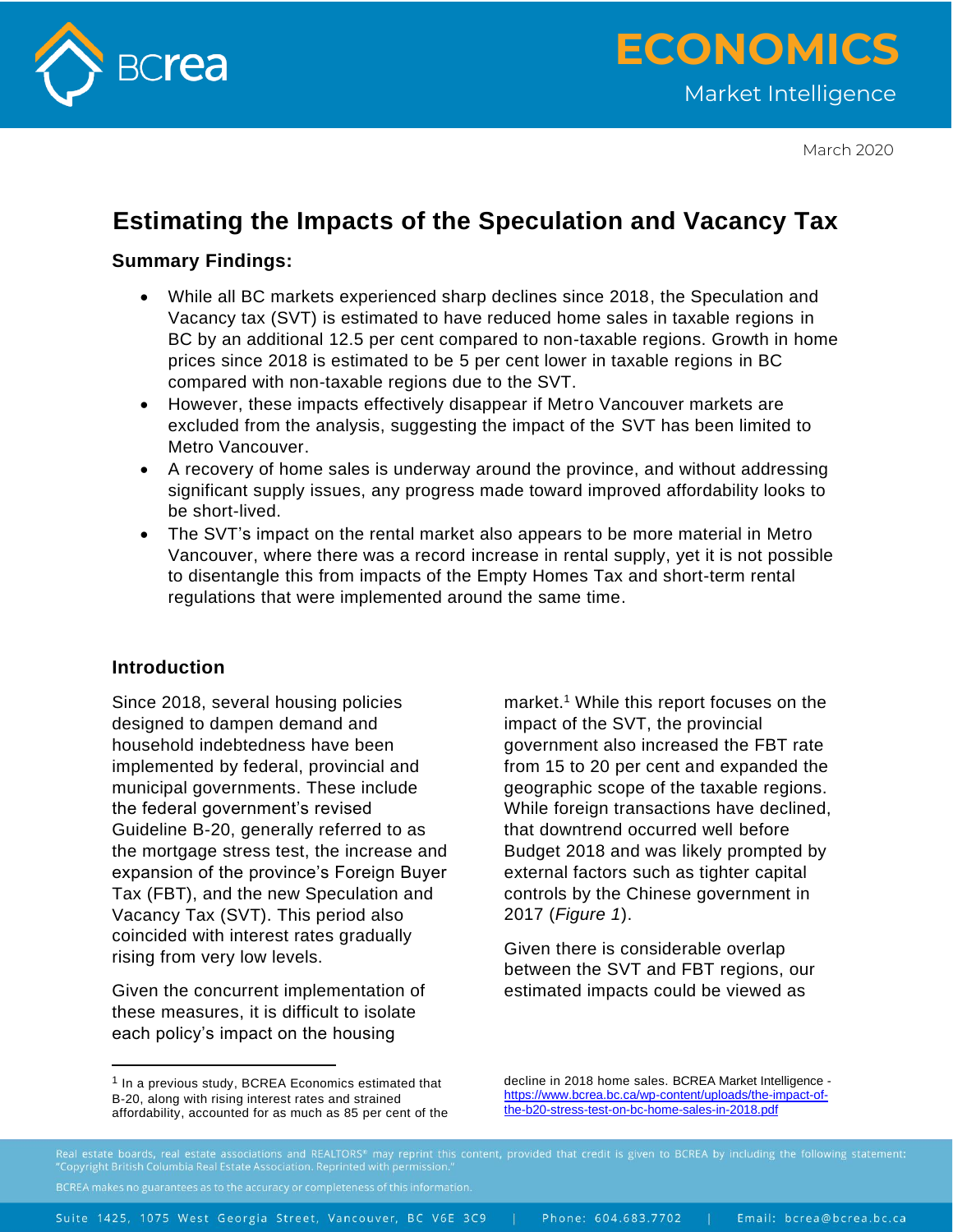BCrea

# ECONOMICS

Market Intelligence

March 2020

## Estimating the Impacts of the Speculation and Vacancy Tax

### Summary Findings:

- While all BC markets experienced sharp declines since 2018, the Speculation and Vacancy tax (SVT) is estimated to have reduced home sales in taxable regions in BC by an additional 12.5 per cent compared to non-taxable regions. Growth in home prices since 2018 is estimated to be 5 per cent lower in taxable regions in BC compared with non-taxable regions due to the SVT.
- However, these impacts effectively disappear if Metro Vancouver markets are excluded from the analysis, suggesting the impact of the SVT has been limited to Metro Vancouver.
- A recovery of home sales is underway around the province, and without addressing significant supply issues, any progress made toward improved affordability looks to be short-lived.
- The SVT's impact on the rental market also appears to be more material in Metro Vancouver, where there was a record increase in rental supply, yet it is not possible to disentangle this from impacts of the Empty Homes Tax and short-term rental regulations that were implemented around the same time.

### Introduction

Since 2018, several housing policies designed to dampen demand and household indebtedness have been implemented by federal, provincial and municipal governments. These include the federal government's revised Guideline B-20, generally referred to as the mortgage stress test, the increase and expansion of the province's Foreign Buyer Tax (FBT), and the new Speculation and Vacancy Tax (SVT). This period also coincided with interest rates gradually rising from very low levels.

Given the concurrent implementation of these measures, it is difficult to isolate each policy's impact on the housing market.[1] While this report focuses on the impact of the SVT, the provincial government also increased the FBT rate from 15 to 20 per cent and expanded the geographic scope of the taxable regions. While foreign transactions have declined, that downtrend occurred well before Budget 2018 and was likely prompted by external factors such as tighter capital controls by the Chinese government in 2017 (*Figure 1*).

Given there is considerable overlap between the SVT and FBT regions, our estimated impacts could be viewed as

[1] In a previous study, BCREA Economics estimated that B-20, along with rising interest rates and strained affordability, accounted for as much as 85 per cent of the decline in 2018 home sales. BCREA Market Intelligence - https://www.bcrea.bc.ca/wp-content/uploads/the-impact-of-the-b20-stress-test-on-bc-home-sales-in-2018.pdf

Real estate boards, real estate associations and REALTORS® may reprint this content, provided that credit is given to BCREA by including the following statement: "Copyright British Columbia Real Estate Association. Reprinted with permission."

BCREA makes no guarantees as to the accuracy or completeness of this information.

Suite 1425, 1075 West Georgia Street, Vancouver, BC V6E 3C9 | Phone: 604.683.7702 | Email: bcrea@bcrea.bc.ca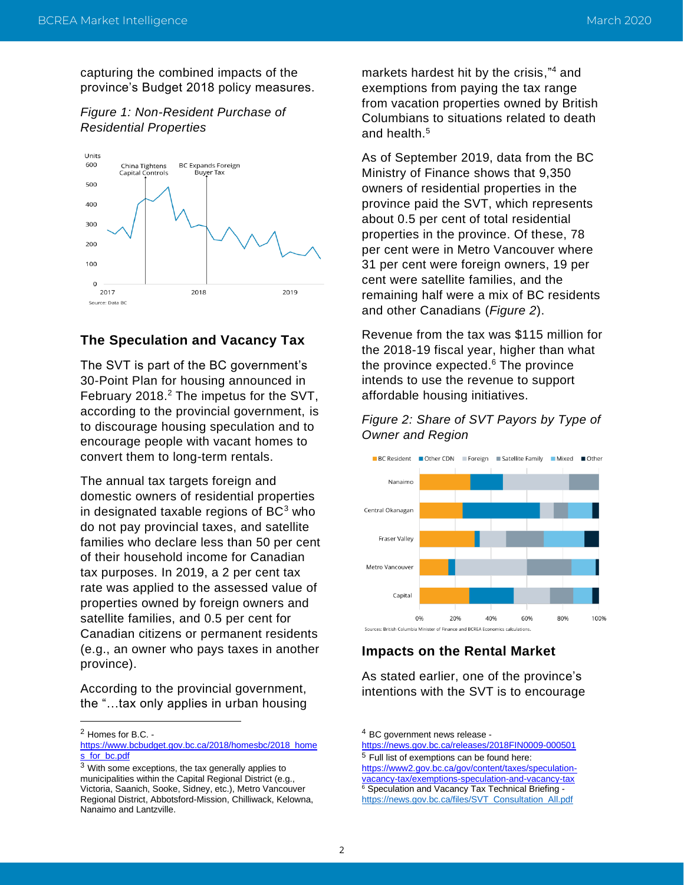capturing the combined impacts of the province's Budget 2018 policy measures.

*Figure 1: Non-Resident Purchase of Residential Properties*

Units
600
500
400
300
200
100
0
China Tightens Capital Controls
BC Expands Foreign Buyer Tax
2017
2018
2019
Source: Data BC

## The Speculation and Vacancy Tax

The SVT is part of the BC government's 30-Point Plan for housing announced in February 2018.[2] The impetus for the SVT, according to the provincial government, is to discourage housing speculation and to encourage people with vacant homes to convert them to long-term rentals.

The annual tax targets foreign and domestic owners of residential properties in designated taxable regions of BC[3] who do not pay provincial taxes, and satellite families who declare less than 50 per cent of their household income for Canadian tax purposes. In 2019, a 2 per cent tax rate was applied to the assessed value of properties owned by foreign owners and satellite families, and 0.5 per cent for Canadian citizens or permanent residents (e.g., an owner who pays taxes in another province).

According to the provincial government, the "…tax only applies in urban housing markets hardest hit by the crisis,"[4] and exemptions from paying the tax range from vacation properties owned by British Columbians to situations related to death and health.[5]

As of September 2019, data from the BC Ministry of Finance shows that 9,350 owners of residential properties in the province paid the SVT, which represents about 0.5 per cent of total residential properties in the province. Of these, 78 per cent were in Metro Vancouver where 31 per cent were foreign owners, 19 per cent were satellite families, and the remaining half were a mix of BC residents and other Canadians (*Figure 2*).

Revenue from the tax was $115 million for the 2018-19 fiscal year, higher than what the province expected.[6] The province intends to use the revenue to support affordable housing initiatives.

*Figure 2: Share of SVT Payors by Type of Owner and Region*

BC Resident
Other CDN
Foreign
Satellite Family
Mixed
Other
Nanaimo
Central Okanagan
Fraser Valley
Metro Vancouver
Capital
0%
20%
40%
60%
80%
100%
Sources: British Columbia Minister of Finance and BCREA Economics calculations.

## Impacts on the Rental Market

As stated earlier, one of the province's intentions with the SVT is to encourage

---

[2] Homes for B.C. - https://www.bcbudget.gov.bc.ca/2018/homesbc/2018_homes_for_bc.pdf

[3] With some exceptions, the tax generally applies to municipalities within the Capital Regional District (e.g., Victoria, Saanich, Sooke, Sidney, etc.), Metro Vancouver Regional District, Abbotsford-Mission, Chilliwack, Kelowna, Nanaimo and Lantzville.

[4] BC government news release - https://news.gov.bc.ca/releases/2018FIN0009-000501

[5] Full list of exemptions can be found here: https://www2.gov.bc.ca/gov/content/taxes/speculation-vacancy-tax/exemptions-speculation-and-vacancy-tax

[6] Speculation and Vacancy Tax Technical Briefing - https://news.gov.bc.ca/files/SVT_Consultation_All.pdf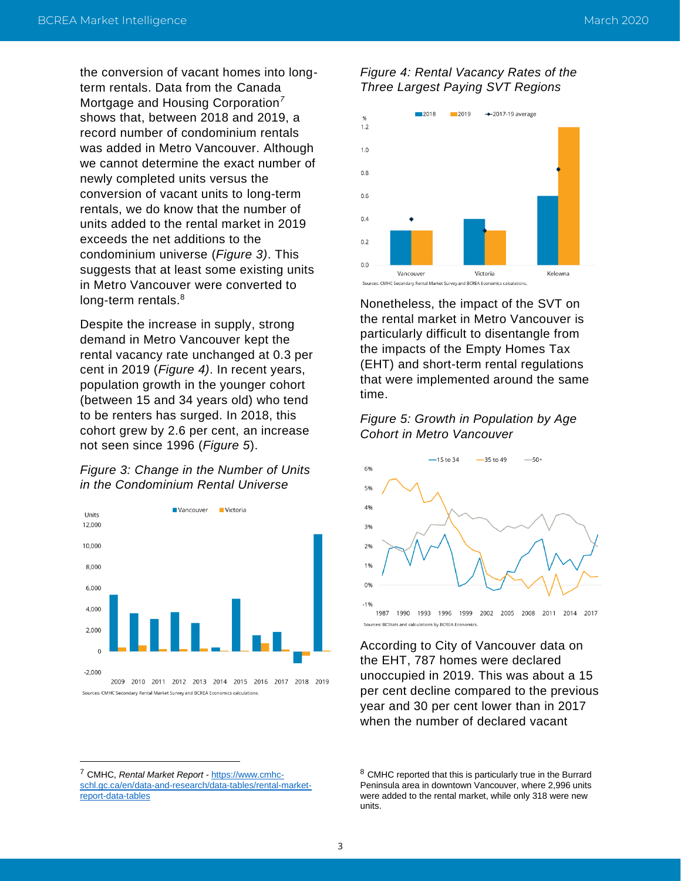the conversion of vacant homes into long-term rentals. Data from the Canada Mortgage and Housing Corporation[7] shows that, between 2018 and 2019, a record number of condominium rentals was added in Metro Vancouver. Although we cannot determine the exact number of newly completed units versus the conversion of vacant units to long-term rentals, we do know that the number of units added to the rental market in 2019 exceeds the net additions to the condominium universe (*Figure 3*). This suggests that at least some existing units in Metro Vancouver were converted to long-term rentals.[8]

Despite the increase in supply, strong demand in Metro Vancouver kept the rental vacancy rate unchanged at 0.3 per cent in 2019 (*Figure 4)*. In recent years, population growth in the younger cohort (between 15 and 34 years old) who tend to be renters has surged. In 2018, this cohort grew by 2.6 per cent, an increase not seen since 1996 (*Figure 5*).

*Figure 3: Change in the Number of Units in the Condominium Rental Universe*

Units
Vancouver
Victoria
12,000
10,000
8,000
6,000
4,000
2,000
0
-2,000
2009 2010 2011 2012 2013 2014 2015 2016 2017 2018 2019

Sources: CMHC Secondary Rental Market Survey and BCREA Economics calculations.

*Figure 4: Rental Vacancy Rates of the Three Largest Paying SVT Regions*

%
2018
2019
2017-19 average
1.2
1.0
0.8
0.6
0.4
0.2
0.0
Vancouver
Victoria
Kelowna

Sources: CMHC Secondary Rental Market Survey and BCREA Economics calculations.

Nonetheless, the impact of the SVT on the rental market in Metro Vancouver is particularly difficult to disentangle from the impacts of the Empty Homes Tax (EHT) and short-term rental regulations that were implemented around the same time.

*Figure 5: Growth in Population by Age Cohort in Metro Vancouver*

15 to 34
35 to 49
50+
6%
5%
4%
3%
2%
1%
0%
-1%
1987 1990 1993 1996 1999 2002 2005 2008 2011 2014 2017

Sources: BCStats and calculations by BCREA Economics.

According to City of Vancouver data on the EHT, 787 homes were declared unoccupied in 2019. This was about a 15 per cent decline compared to the previous year and 30 per cent lower than in 2017 when the number of declared vacant

---

[7] CMHC, *Rental Market Report* - https://www.cmhc-schl.gc.ca/en/data-and-research/data-tables/rental-market-report-data-tables

[8] CMHC reported that this is particularly true in the Burrard Peninsula area in downtown Vancouver, where 2,996 units were added to the rental market, while only 318 were new units.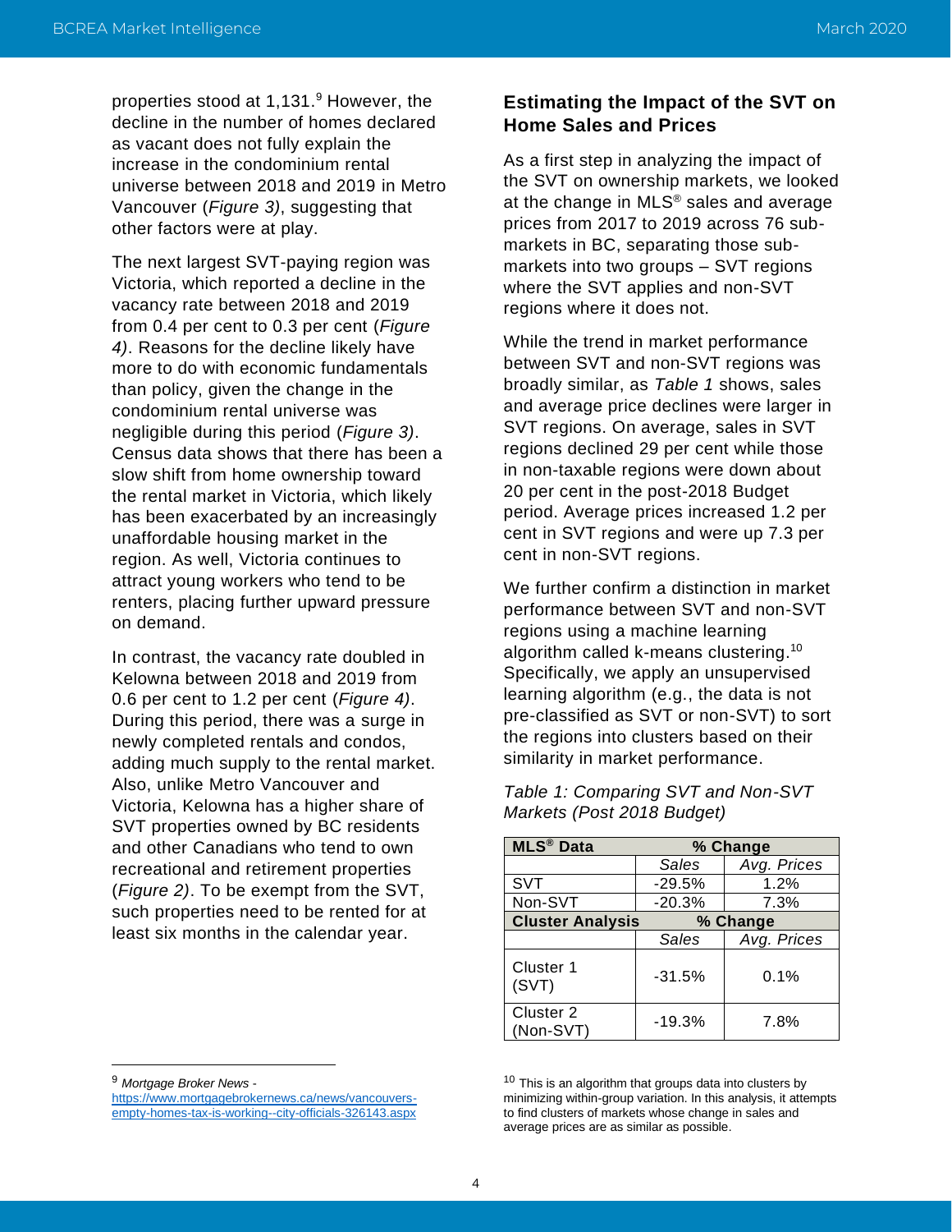properties stood at 1,131.[9] However, the decline in the number of homes declared as vacant does not fully explain the increase in the condominium rental universe between 2018 and 2019 in Metro Vancouver (*Figure 3)*, suggesting that other factors were at play.

The next largest SVT-paying region was Victoria, which reported a decline in the vacancy rate between 2018 and 2019 from 0.4 per cent to 0.3 per cent (*Figure 4)*. Reasons for the decline likely have more to do with economic fundamentals than policy, given the change in the condominium rental universe was negligible during this period (*Figure 3)*. Census data shows that there has been a slow shift from home ownership toward the rental market in Victoria, which likely has been exacerbated by an increasingly unaffordable housing market in the region. As well, Victoria continues to attract young workers who tend to be renters, placing further upward pressure on demand.

In contrast, the vacancy rate doubled in Kelowna between 2018 and 2019 from 0.6 per cent to 1.2 per cent (*Figure 4)*. During this period, there was a surge in newly completed rentals and condos, adding much supply to the rental market. Also, unlike Metro Vancouver and Victoria, Kelowna has a higher share of SVT properties owned by BC residents and other Canadians who tend to own recreational and retirement properties (*Figure 2)*. To be exempt from the SVT, such properties need to be rented for at least six months in the calendar year.

## Estimating the Impact of the SVT on Home Sales and Prices

As a first step in analyzing the impact of the SVT on ownership markets, we looked at the change in MLS® sales and average prices from 2017 to 2019 across 76 sub-markets in BC, separating those sub-markets into two groups – SVT regions where the SVT applies and non-SVT regions where it does not.

While the trend in market performance between SVT and non-SVT regions was broadly similar, as *Table 1* shows, sales and average price declines were larger in SVT regions. On average, sales in SVT regions declined 29 per cent while those in non-taxable regions were down about 20 per cent in the post-2018 Budget period. Average prices increased 1.2 per cent in SVT regions and were up 7.3 per cent in non-SVT regions.

We further confirm a distinction in market performance between SVT and non-SVT regions using a machine learning algorithm called k-means clustering.[10] Specifically, we apply an unsupervised learning algorithm (e.g., the data is not pre-classified as SVT or non-SVT) to sort the regions into clusters based on their similarity in market performance.

*Table 1: Comparing SVT and Non-SVT Markets (Post 2018 Budget)*

| **MLS® Data** | **% Change** | |
|---|---|---|
| | *Sales* | *Avg. Prices* |
| SVT | -29.5% | 1.2% |
| Non-SVT | -20.3% | 7.3% |
| **Cluster Analysis** | **% Change** | |
| | *Sales* | *Avg. Prices* |
| Cluster 1 (SVT) | -31.5% | 0.1% |
| Cluster 2 (Non-SVT) | -19.3% | 7.8% |

---

[9] *Mortgage Broker News* - https://www.mortgagebrokernews.ca/news/vancouvers-empty-homes-tax-is-working--city-officials-326143.aspx

[10] This is an algorithm that groups data into clusters by minimizing within-group variation. In this analysis, it attempts to find clusters of markets whose change in sales and average prices are as similar as possible.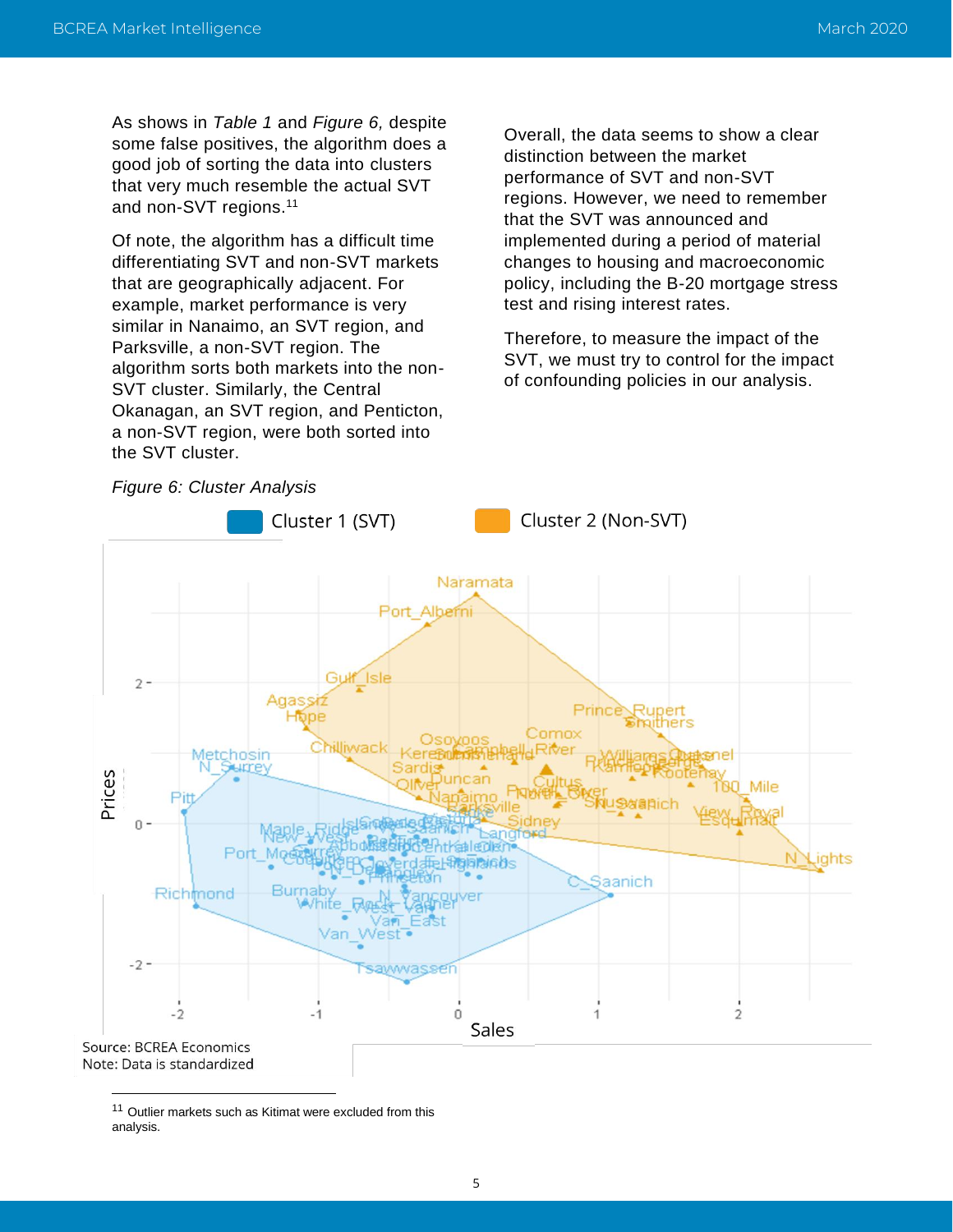As shows in *Table 1* and *Figure 6,* despite some false positives, the algorithm does a good job of sorting the data into clusters that very much resemble the actual SVT and non-SVT regions.[11]

Of note, the algorithm has a difficult time differentiating SVT and non-SVT markets that are geographically adjacent. For example, market performance is very similar in Nanaimo, an SVT region, and Parksville, a non-SVT region. The algorithm sorts both markets into the non-SVT cluster. Similarly, the Central Okanagan, an SVT region, and Penticton, a non-SVT region, were both sorted into the SVT cluster.

Overall, the data seems to show a clear distinction between the market performance of SVT and non-SVT regions. However, we need to remember that the SVT was announced and implemented during a period of material changes to housing and macroeconomic policy, including the B-20 mortgage stress test and rising interest rates.

Therefore, to measure the impact of the SVT, we must try to control for the impact of confounding policies in our analysis.

*Figure 6: Cluster Analysis*

Source: BCREA Economics
Note: Data is standardized

[11] Outlier markets such as Kitimat were excluded from this analysis.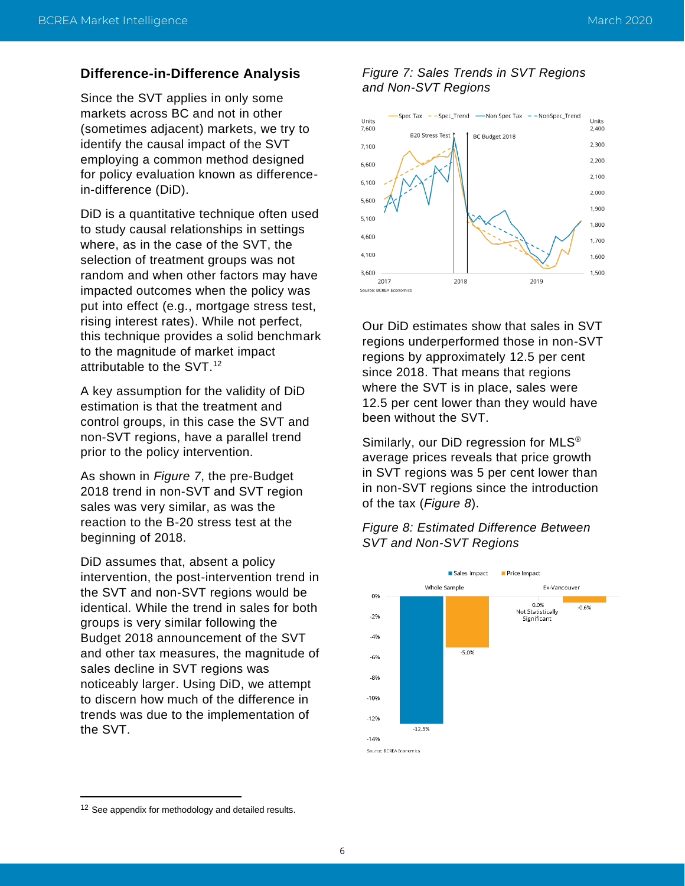## Difference-in-Difference Analysis

Since the SVT applies in only some markets across BC and not in other (sometimes adjacent) markets, we try to identify the causal impact of the SVT employing a common method designed for policy evaluation known as difference-in-difference (DiD).

DiD is a quantitative technique often used to study causal relationships in settings where, as in the case of the SVT, the selection of treatment groups was not random and when other factors may have impacted outcomes when the policy was put into effect (e.g., mortgage stress test, rising interest rates). While not perfect, this technique provides a solid benchmark to the magnitude of market impact attributable to the SVT.[12]

A key assumption for the validity of DiD estimation is that the treatment and control groups, in this case the SVT and non-SVT regions, have a parallel trend prior to the policy intervention.

As shown in *Figure 7*, the pre-Budget 2018 trend in non-SVT and SVT region sales was very similar, as was the reaction to the B-20 stress test at the beginning of 2018.

DiD assumes that, absent a policy intervention, the post-intervention trend in the SVT and non-SVT regions would be identical. While the trend in sales for both groups is very similar following the Budget 2018 announcement of the SVT and other tax measures, the magnitude of sales decline in SVT regions was noticeably larger. Using DiD, we attempt to discern how much of the difference in trends was due to the implementation of the SVT.

*Figure 7: Sales Trends in SVT Regions and Non-SVT Regions*

Spec Tax
Spec_Trend
Non Spec Tax
NonSpec_Trend

Units
7,600
7,100
6,600
6,100
5,600
5,100
4,600
4,100
3,600

Units
2,400
2,300
2,200
2,100
2,000
1,900
1,800
1,700
1,600
1,500

B20 Stress Test
BC Budget 2018

2017
2018
2019

Source: BCREA Economics

Our DiD estimates show that sales in SVT regions underperformed those in non-SVT regions by approximately 12.5 per cent since 2018. That means that regions where the SVT is in place, sales were 12.5 per cent lower than they would have been without the SVT.

Similarly, our DiD regression for MLS® average prices reveals that price growth in SVT regions was 5 per cent lower than in non-SVT regions since the introduction of the tax (*Figure 8*).

*Figure 8: Estimated Difference Between SVT and Non-SVT Regions*

Sales Impact
Price Impact

Whole Sample
Ex-Vancouver

0%
-2%
-4%
-6%
-8%
-10%
-12%
-14%

-12.5%
-5.0%
0.0%
Not Statistically Significant
-0.6%

Source: BCREA Economics

[12] See appendix for methodology and detailed results.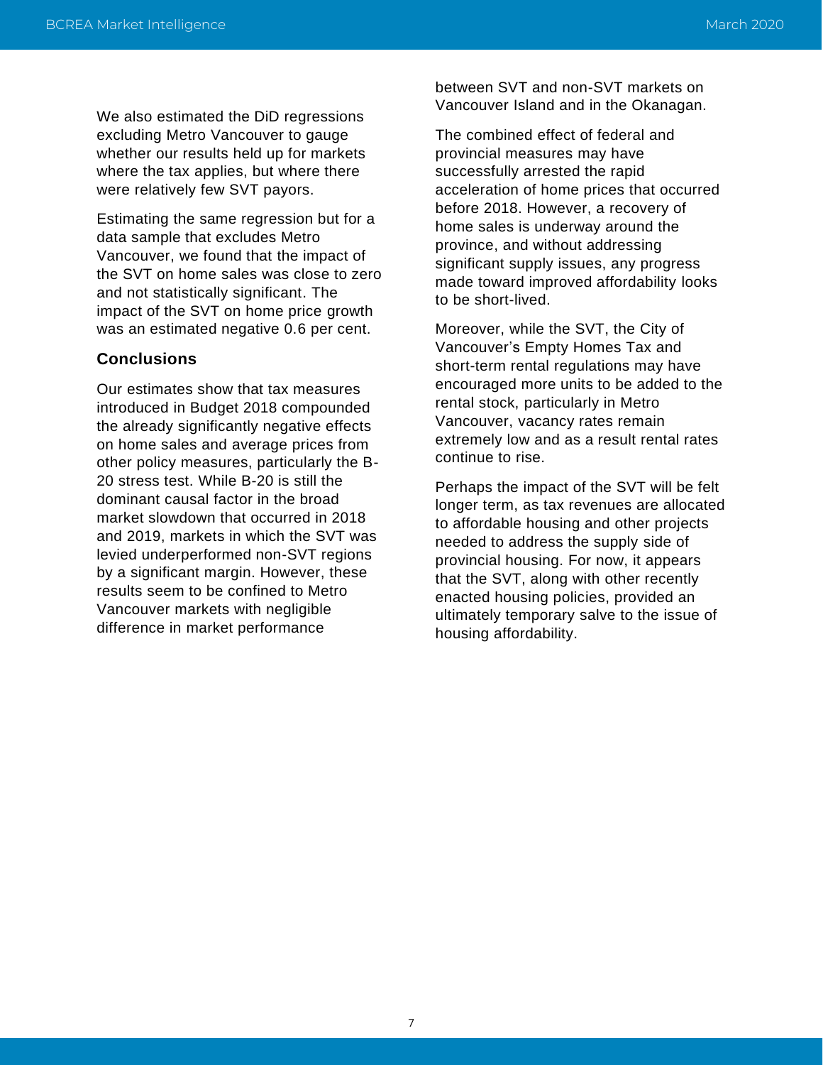We also estimated the DiD regressions excluding Metro Vancouver to gauge whether our results held up for markets where the tax applies, but where there were relatively few SVT payors.

Estimating the same regression but for a data sample that excludes Metro Vancouver, we found that the impact of the SVT on home sales was close to zero and not statistically significant. The impact of the SVT on home price growth was an estimated negative 0.6 per cent.

### Conclusions

Our estimates show that tax measures introduced in Budget 2018 compounded the already significantly negative effects on home sales and average prices from other policy measures, particularly the B-20 stress test. While B-20 is still the dominant causal factor in the broad market slowdown that occurred in 2018 and 2019, markets in which the SVT was levied underperformed non-SVT regions by a significant margin. However, these results seem to be confined to Metro Vancouver markets with negligible difference in market performance between SVT and non-SVT markets on Vancouver Island and in the Okanagan.

The combined effect of federal and provincial measures may have successfully arrested the rapid acceleration of home prices that occurred before 2018. However, a recovery of home sales is underway around the province, and without addressing significant supply issues, any progress made toward improved affordability looks to be short-lived.

Moreover, while the SVT, the City of Vancouver's Empty Homes Tax and short-term rental regulations may have encouraged more units to be added to the rental stock, particularly in Metro Vancouver, vacancy rates remain extremely low and as a result rental rates continue to rise.

Perhaps the impact of the SVT will be felt longer term, as tax revenues are allocated to affordable housing and other projects needed to address the supply side of provincial housing. For now, it appears that the SVT, along with other recently enacted housing policies, provided an ultimately temporary salve to the issue of housing affordability.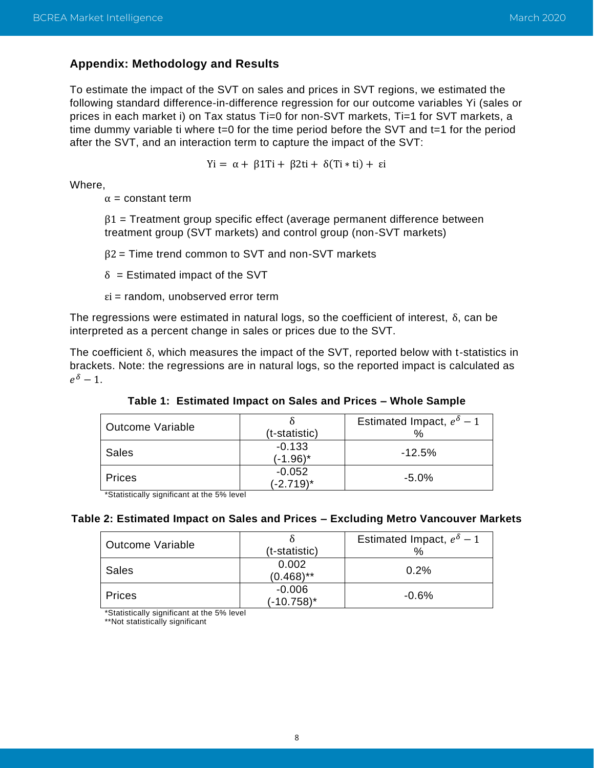## Appendix: Methodology and Results

To estimate the impact of the SVT on sales and prices in SVT regions, we estimated the following standard difference-in-difference regression for our outcome variables Yi (sales or prices in each market i) on Tax status Ti=0 for non-SVT markets, Ti=1 for SVT markets, a time dummy variable ti where t=0 for the time period before the SVT and t=1 for the period after the SVT, and an interaction term to capture the impact of the SVT:

$$Yi = \alpha + \beta 1Ti + \beta 2ti + \delta(Ti * ti) + \varepsilon i$$

Where,

$\alpha$ = constant term

$\beta 1$ = Treatment group specific effect (average permanent difference between treatment group (SVT markets) and control group (non-SVT markets)

$\beta 2$ = Time trend common to SVT and non-SVT markets

$\delta$ = Estimated impact of the SVT

$\varepsilon i$ = random, unobserved error term

The regressions were estimated in natural logs, so the coefficient of interest, $\delta$, can be interpreted as a percent change in sales or prices due to the SVT.

The coefficient $\delta$, which measures the impact of the SVT, reported below with t-statistics in brackets. Note: the regressions are in natural logs, so the reported impact is calculated as $e^{\delta} - 1$.

**Table 1: Estimated Impact on Sales and Prices – Whole Sample**

| Outcome Variable | $\delta$ (t-statistic) | Estimated Impact, $e^{\delta} - 1$ % |
|---|---|---|
| Sales | -0.133 (-1.96)* | -12.5% |
| Prices | -0.052 (-2.719)* | -5.0% |

*Statistically significant at the 5% level

**Table 2: Estimated Impact on Sales and Prices – Excluding Metro Vancouver Markets**

| Outcome Variable | $\delta$ (t-statistic) | Estimated Impact, $e^{\delta} - 1$ % |
|---|---|---|
| Sales | 0.002 (0.468)** | 0.2% |
| Prices | -0.006 (-10.758)* | -0.6% |

*Statistically significant at the 5% level
**Not statistically significant